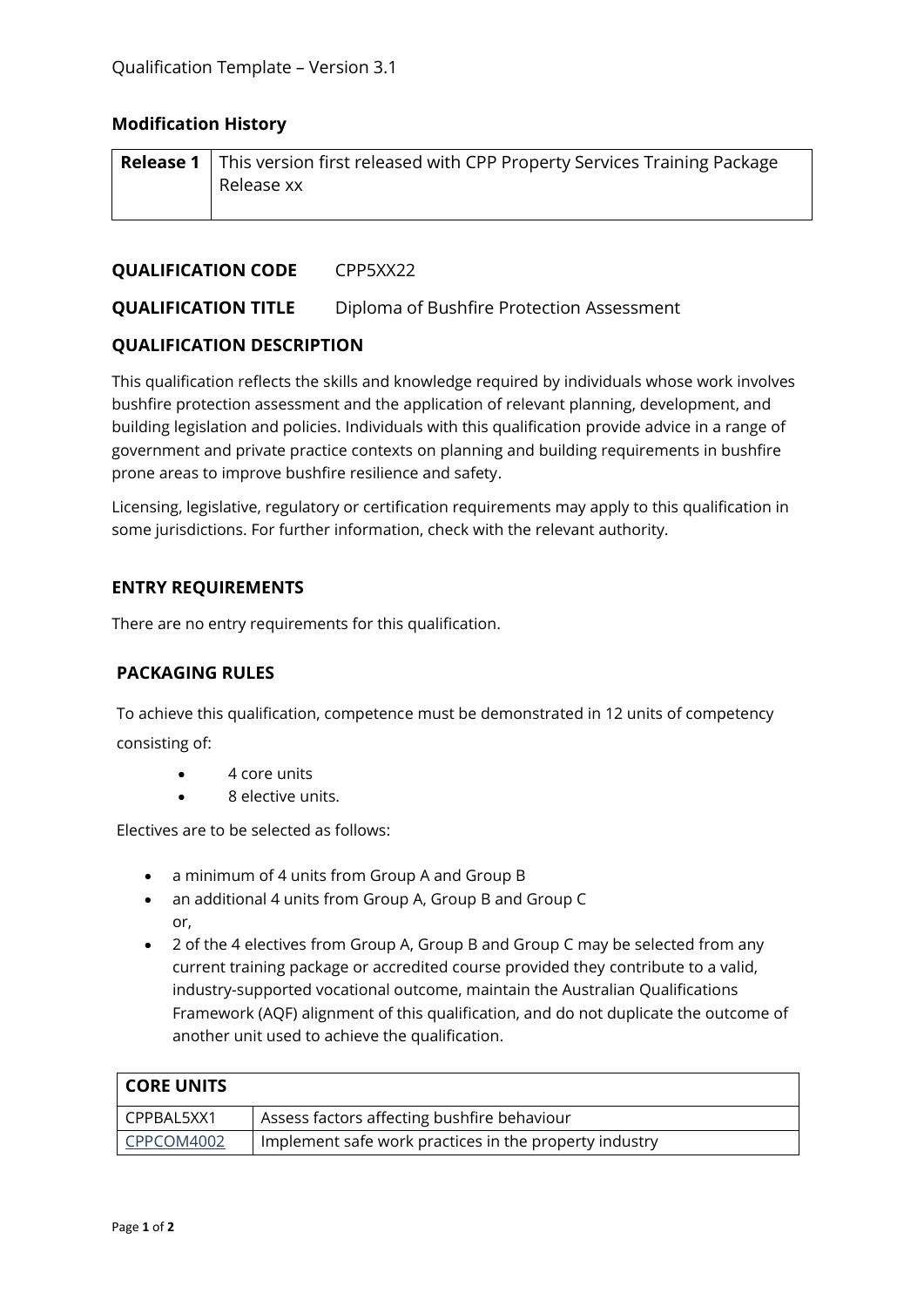Qualification Template – Version 3.1

## Modification History

| **Release 1** | This version first released with CPP Property Services Training Package Release xx |
|---|---|

**QUALIFICATION CODE** CPP5XX22

**QUALIFICATION TITLE** Diploma of Bushfire Protection Assessment

## QUALIFICATION DESCRIPTION

This qualification reflects the skills and knowledge required by individuals whose work involves bushfire protection assessment and the application of relevant planning, development, and building legislation and policies. Individuals with this qualification provide advice in a range of government and private practice contexts on planning and building requirements in bushfire prone areas to improve bushfire resilience and safety.

Licensing, legislative, regulatory or certification requirements may apply to this qualification in some jurisdictions. For further information, check with the relevant authority.

## ENTRY REQUIREMENTS

There are no entry requirements for this qualification.

## PACKAGING RULES

To achieve this qualification, competence must be demonstrated in 12 units of competency consisting of:

- 4 core units
- 8 elective units.

Electives are to be selected as follows:

- a minimum of 4 units from Group A and Group B
- an additional 4 units from Group A, Group B and Group C
  or,
- 2 of the 4 electives from Group A, Group B and Group C may be selected from any current training package or accredited course provided they contribute to a valid, industry-supported vocational outcome, maintain the Australian Qualifications Framework (AQF) alignment of this qualification, and do not duplicate the outcome of another unit used to achieve the qualification.

| **CORE UNITS** | |
|---|---|
| CPPBAL5XX1 | Assess factors affecting bushfire behaviour |
| CPPCOM4002 | Implement safe work practices in the property industry |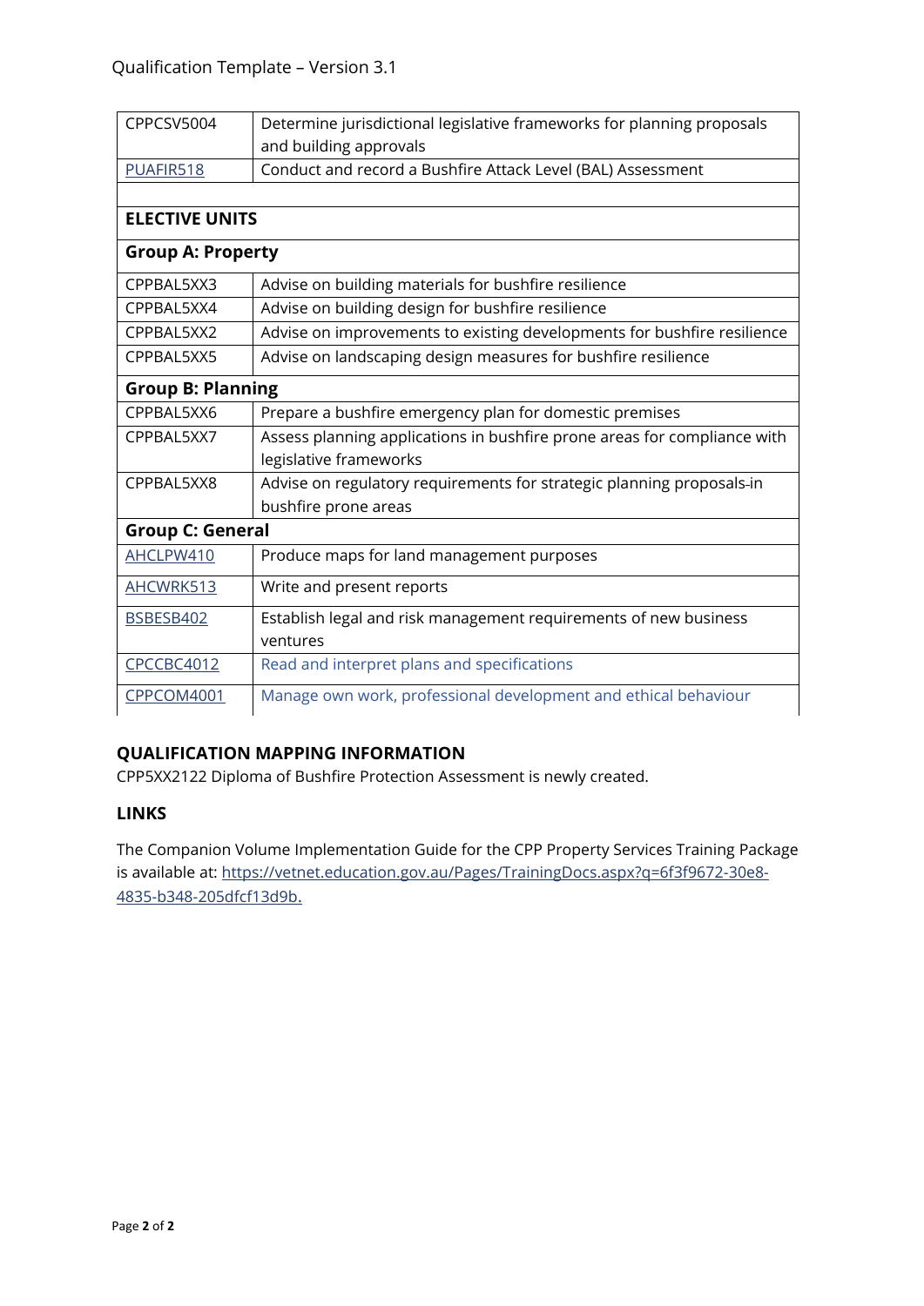| | |
|---|---|
| CPPCSV5004 | Determine jurisdictional legislative frameworks for planning proposals and building approvals |
| PUAFIR518 | Conduct and record a Bushfire Attack Level (BAL) Assessment |
| | |
| **ELECTIVE UNITS** | |
| **Group A: Property** | |
| CPPBAL5XX3 | Advise on building materials for bushfire resilience |
| CPPBAL5XX4 | Advise on building design for bushfire resilience |
| CPPBAL5XX2 | Advise on improvements to existing developments for bushfire resilience |
| CPPBAL5XX5 | Advise on landscaping design measures for bushfire resilience |
| **Group B: Planning** | |
| CPPBAL5XX6 | Prepare a bushfire emergency plan for domestic premises |
| CPPBAL5XX7 | Assess planning applications in bushfire prone areas for compliance with legislative frameworks |
| CPPBAL5XX8 | Advise on regulatory requirements for strategic planning proposals in bushfire prone areas |
| **Group C: General** | |
| AHCLPW410 | Produce maps for land management purposes |
| AHCWRK513 | Write and present reports |
| BSBESB402 | Establish legal and risk management requirements of new business ventures |
| CPCCBC4012 | Read and interpret plans and specifications |
| CPPCOM4001 | Manage own work, professional development and ethical behaviour |

## QUALIFICATION MAPPING INFORMATION

CPP5XX2122 Diploma of Bushfire Protection Assessment is newly created.

## LINKS

The Companion Volume Implementation Guide for the CPP Property Services Training Package is available at: https://vetnet.education.gov.au/Pages/TrainingDocs.aspx?q=6f3f9672-30e8-4835-b348-205dfcf13d9b.